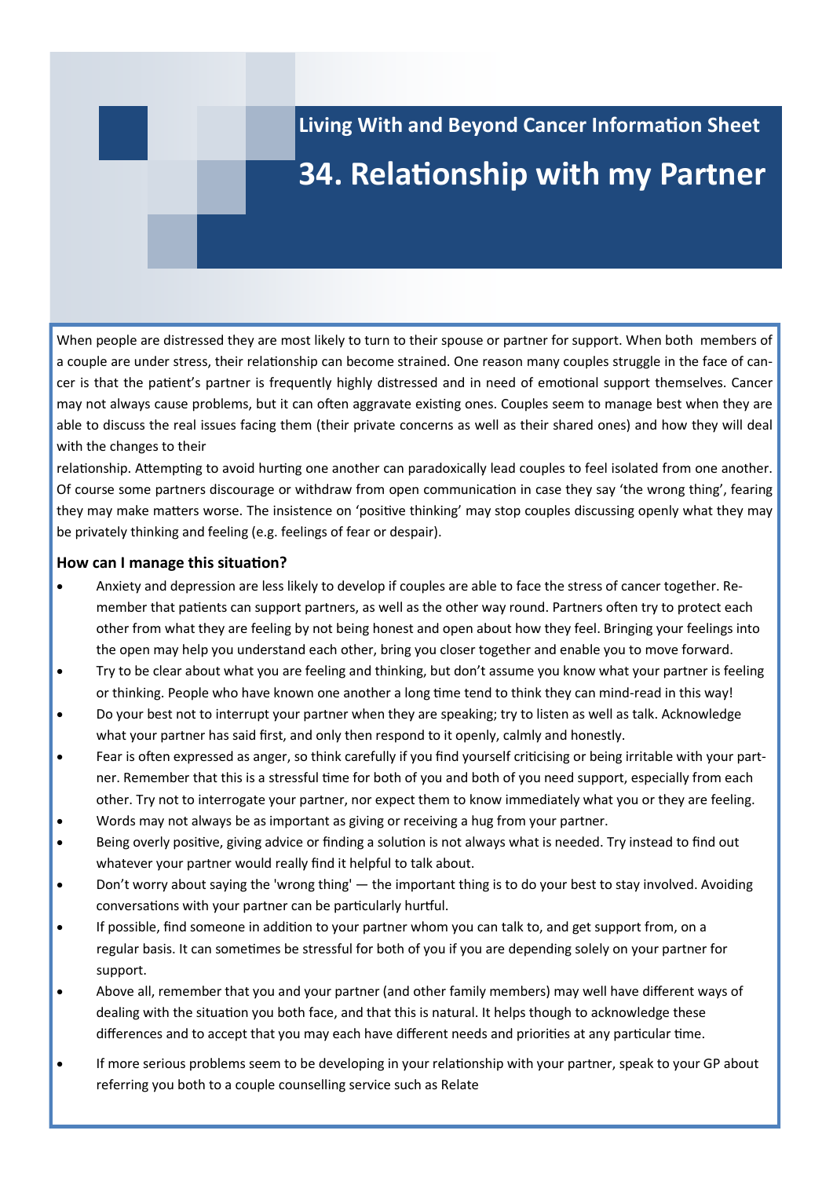Living With and Beyond Cancer Information Sheet

# 34. Relationship with my Partner

When people are distressed they are most likely to turn to their spouse or partner for support. When both members of a couple are under stress, their relationship can become strained. One reason many couples struggle in the face of cancer is that the patient's partner is frequently highly distressed and in need of emotional support themselves. Cancer may not always cause problems, but it can often aggravate existing ones. Couples seem to manage best when they are able to discuss the real issues facing them (their private concerns as well as their shared ones) and how they will deal with the changes to their relationship. Attempting to avoid hurting one another can paradoxically lead couples to feel isolated from one another. Of course some partners discourage or withdraw from open communication in case they say 'the wrong thing', fearing they may make matters worse. The insistence on 'positive thinking' may stop couples discussing openly what they may be privately thinking and feeling (e.g. feelings of fear or despair).

### How can I manage this situation?

- Anxiety and depression are less likely to develop if couples are able to face the stress of cancer together. Remember that patients can support partners, as well as the other way round. Partners often try to protect each other from what they are feeling by not being honest and open about how they feel. Bringing your feelings into the open may help you understand each other, bring you closer together and enable you to move forward.
- Try to be clear about what you are feeling and thinking, but don't assume you know what your partner is feeling or thinking. People who have known one another a long time tend to think they can mind-read in this way!
- Do your best not to interrupt your partner when they are speaking; try to listen as well as talk. Acknowledge what your partner has said first, and only then respond to it openly, calmly and honestly.
- Fear is often expressed as anger, so think carefully if you find yourself criticising or being irritable with your partner. Remember that this is a stressful time for both of you and both of you need support, especially from each other. Try not to interrogate your partner, nor expect them to know immediately what you or they are feeling.
- Words may not always be as important as giving or receiving a hug from your partner.
- Being overly positive, giving advice or finding a solution is not always what is needed. Try instead to find out whatever your partner would really find it helpful to talk about.
- Don't worry about saying the 'wrong thing' — the important thing is to do your best to stay involved. Avoiding conversations with your partner can be particularly hurtful.
- If possible, find someone in addition to your partner whom you can talk to, and get support from, on a regular basis. It can sometimes be stressful for both of you if you are depending solely on your partner for support.
- Above all, remember that you and your partner (and other family members) may well have different ways of dealing with the situation you both face, and that this is natural. It helps though to acknowledge these differences and to accept that you may each have different needs and priorities at any particular time.
- If more serious problems seem to be developing in your relationship with your partner, speak to your GP about referring you both to a couple counselling service such as Relate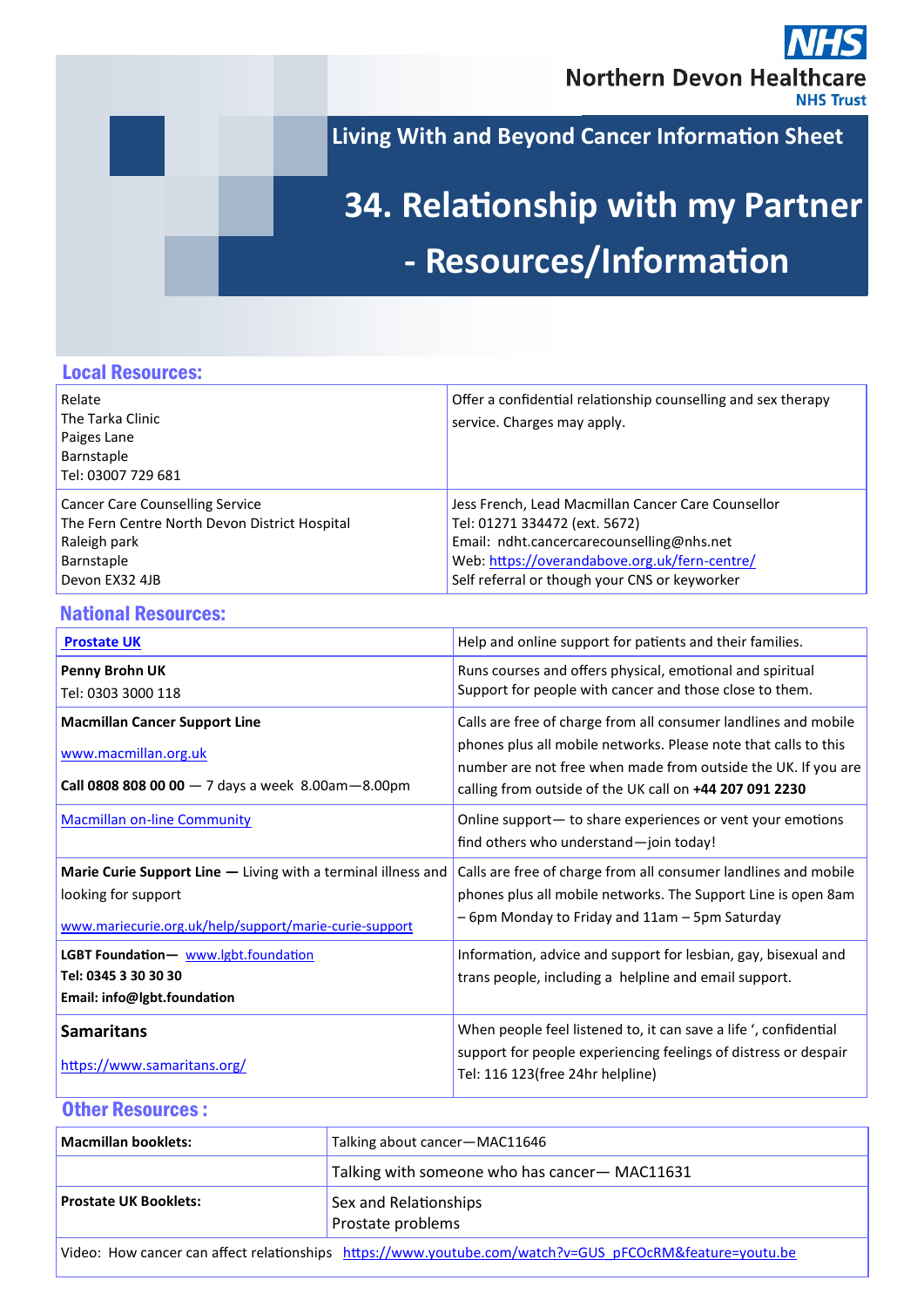NHS
Northern Devon Healthcare
NHS Trust

# Living With and Beyond Cancer Information Sheet

# 34. Relationship with my Partner - Resources/Information

## Local Resources:

| | |
|---|---|
| Relate<br>The Tarka Clinic<br>Paiges Lane<br>Barnstaple<br>Tel: 03007 729 681 | Offer a confidential relationship counselling and sex therapy service. Charges may apply. |
| Cancer Care Counselling Service<br>The Fern Centre North Devon District Hospital<br>Raleigh park<br>Barnstaple<br>Devon EX32 4JB | Jess French, Lead Macmillan Cancer Care Counsellor<br>Tel: 01271 334472 (ext. 5672)<br>Email: ndht.cancercarecounselling@nhs.net<br>Web: https://overandabove.org.uk/fern-centre/<br>Self referral or though your CNS or keyworker |

## National Resources:

| | |
|---|---|
| Prostate UK | Help and online support for patients and their families. |
| **Penny Brohn UK**<br>Tel: 0303 3000 118 | Runs courses and offers physical, emotional and spiritual Support for people with cancer and those close to them. |
| **Macmillan Cancer Support Line**<br>www.macmillan.org.uk<br>**Call 0808 808 00 00** — 7 days a week 8.00am—8.00pm | Calls are free of charge from all consumer landlines and mobile phones plus all mobile networks. Please note that calls to this number are not free when made from outside the UK. If you are calling from outside of the UK call on **+44 207 091 2230** |
| Macmillan on-line Community | Online support— to share experiences or vent your emotions find others who understand—join today! |
| **Marie Curie Support Line —** Living with a terminal illness and looking for support<br>www.mariecurie.org.uk/help/support/marie-curie-support | Calls are free of charge from all consumer landlines and mobile phones plus all mobile networks. The Support Line is open 8am – 6pm Monday to Friday and 11am – 5pm Saturday |
| **LGBT Foundation—** www.lgbt.foundation<br>**Tel: 0345 3 30 30 30**<br>**Email: info@lgbt.foundation** | Information, advice and support for lesbian, gay, bisexual and trans people, including a helpline and email support. |
| **Samaritans**<br>https://www.samaritans.org/ | When people feel listened to, it can save a life ', confidential support for people experiencing feelings of distress or despair Tel: 116 123(free 24hr helpline) |

## Other Resources :

| | |
|---|---|
| **Macmillan booklets:** | Talking about cancer—MAC11646 |
| | Talking with someone who has cancer— MAC11631 |
| **Prostate UK Booklets:** | Sex and Relationships<br>Prostate problems |
| Video: How cancer can affect relationships https://www.youtube.com/watch?v=GUS_pFCOcRM&feature=youtu.be | |